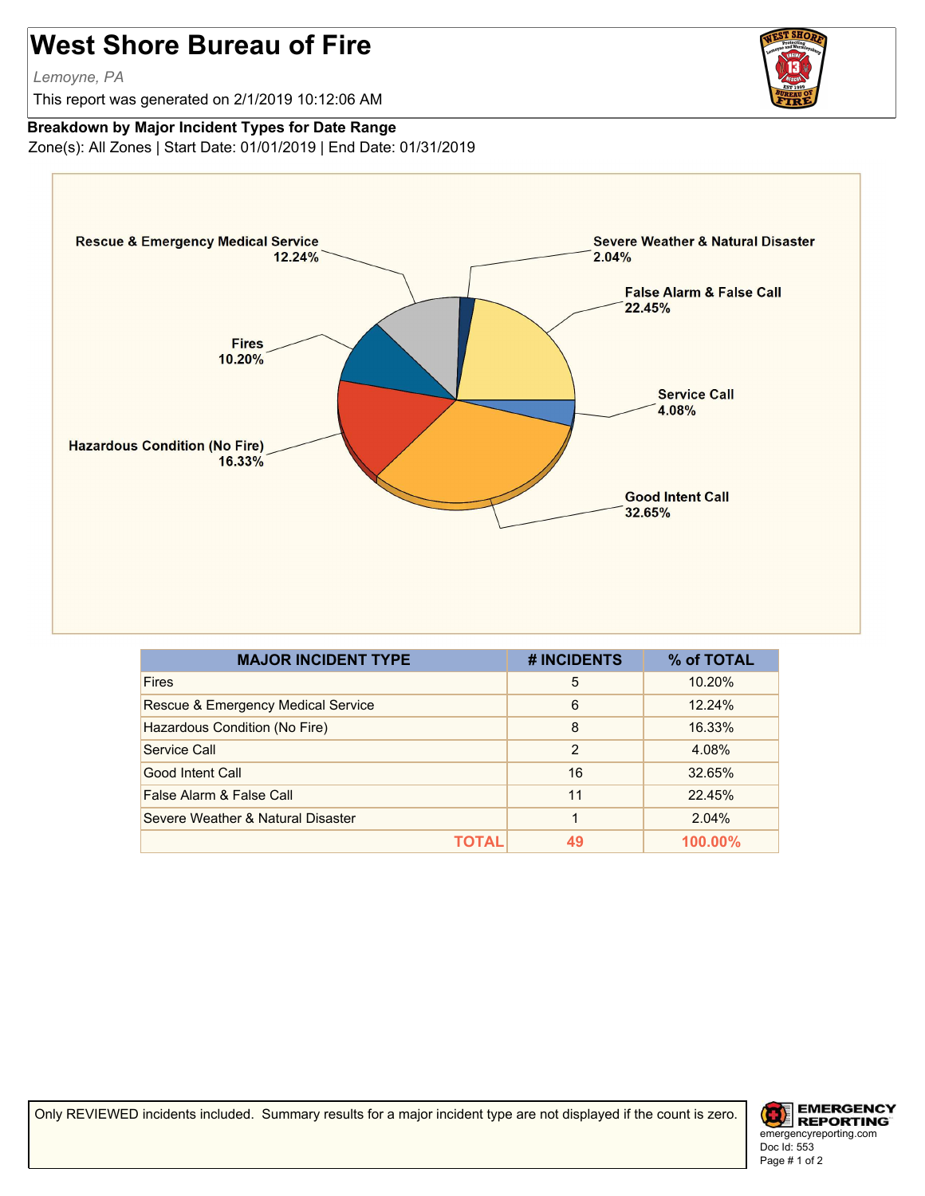# West Shore Bureau of Fire

*Lemoyne, PA*

This report was generated on 2/1/2019 10:12:06 AM

**Breakdown by Major Incident Types for Date Range**

Zone(s): All Zones | Start Date: 01/01/2019 | End Date: 01/31/2019

| MAJOR INCIDENT TYPE | # INCIDENTS | % of TOTAL |
|---|---|---|
| Fires | 5 | 10.20% |
| Rescue & Emergency Medical Service | 6 | 12.24% |
| Hazardous Condition (No Fire) | 8 | 16.33% |
| Service Call | 2 | 4.08% |
| Good Intent Call | 16 | 32.65% |
| False Alarm & False Call | 11 | 22.45% |
| Severe Weather & Natural Disaster | 1 | 2.04% |
| **TOTAL** | **49** | **100.00%** |

Only REVIEWED incidents included. Summary results for a major incident type are not displayed if the count is zero.

emergencyreporting.com
Doc Id: 553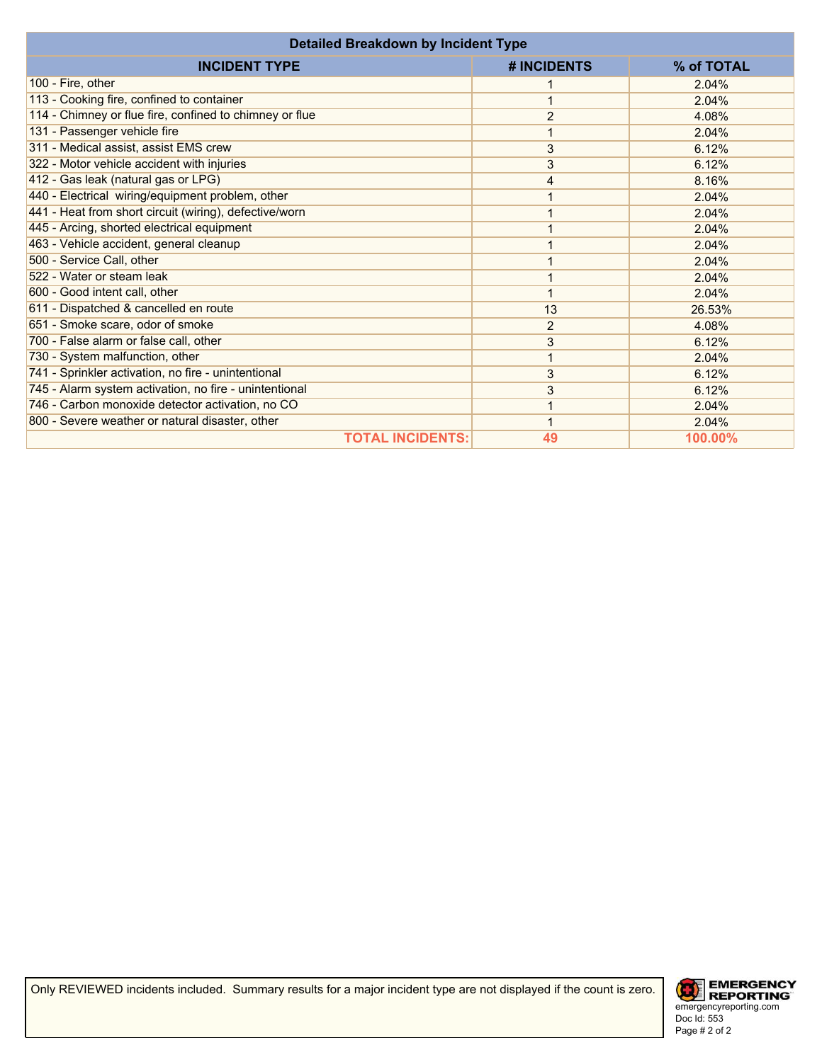## Detailed Breakdown by Incident Type

| INCIDENT TYPE | # INCIDENTS | % of TOTAL |
|---|---|---|
| 100 - Fire, other | 1 | 2.04% |
| 113 - Cooking fire, confined to container | 1 | 2.04% |
| 114 - Chimney or flue fire, confined to chimney or flue | 2 | 4.08% |
| 131 - Passenger vehicle fire | 1 | 2.04% |
| 311 - Medical assist, assist EMS crew | 3 | 6.12% |
| 322 - Motor vehicle accident with injuries | 3 | 6.12% |
| 412 - Gas leak (natural gas or LPG) | 4 | 8.16% |
| 440 - Electrical wiring/equipment problem, other | 1 | 2.04% |
| 441 - Heat from short circuit (wiring), defective/worn | 1 | 2.04% |
| 445 - Arcing, shorted electrical equipment | 1 | 2.04% |
| 463 - Vehicle accident, general cleanup | 1 | 2.04% |
| 500 - Service Call, other | 1 | 2.04% |
| 522 - Water or steam leak | 1 | 2.04% |
| 600 - Good intent call, other | 1 | 2.04% |
| 611 - Dispatched & cancelled en route | 13 | 26.53% |
| 651 - Smoke scare, odor of smoke | 2 | 4.08% |
| 700 - False alarm or false call, other | 3 | 6.12% |
| 730 - System malfunction, other | 1 | 2.04% |
| 741 - Sprinkler activation, no fire - unintentional | 3 | 6.12% |
| 745 - Alarm system activation, no fire - unintentional | 3 | 6.12% |
| 746 - Carbon monoxide detector activation, no CO | 1 | 2.04% |
| 800 - Severe weather or natural disaster, other | 1 | 2.04% |
| **TOTAL INCIDENTS:** | **49** | **100.00%** |

Only REVIEWED incidents included. Summary results for a major incident type are not displayed if the count is zero.

EMERGENCY REPORTING
emergencyreporting.com
Doc Id: 553